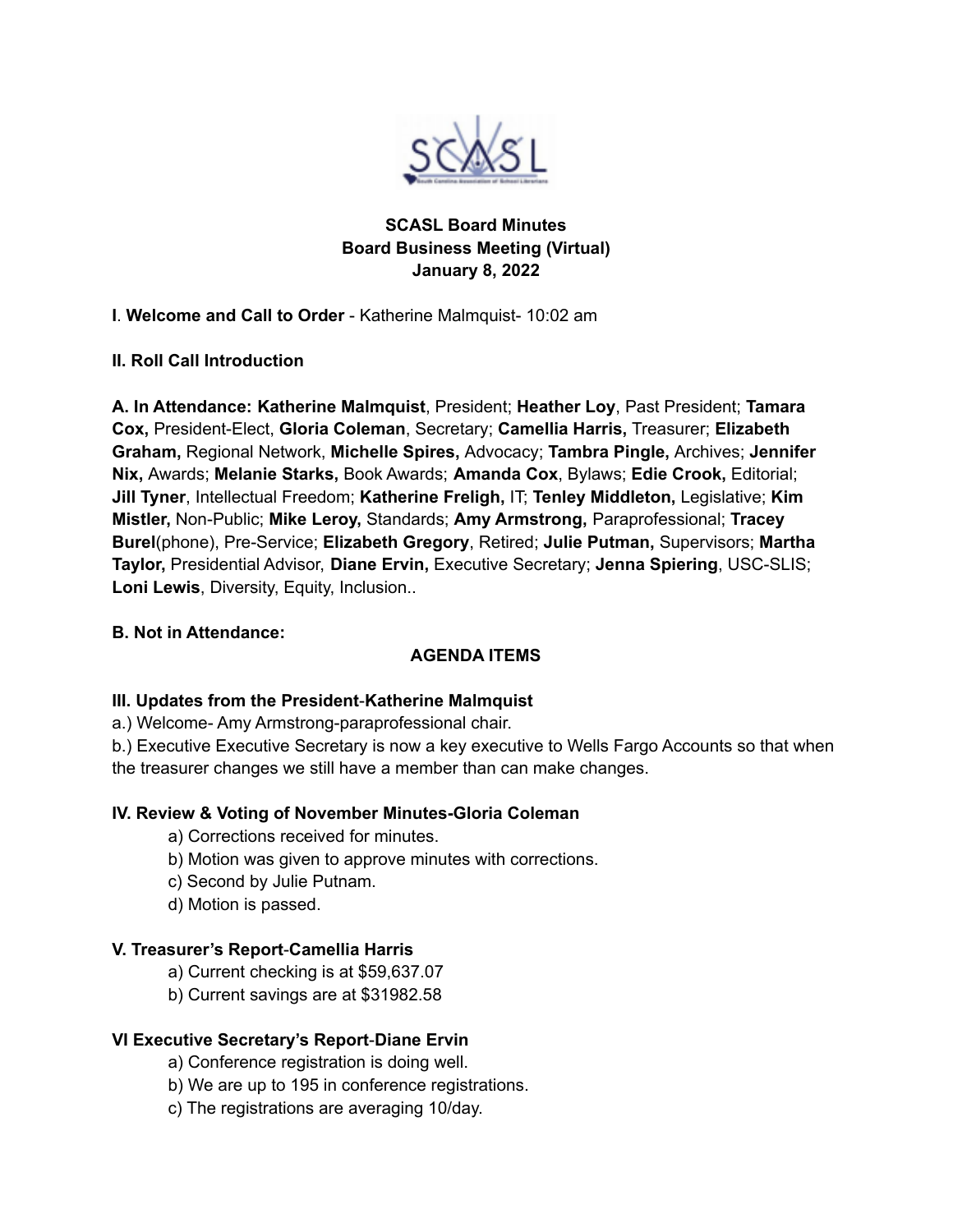**SCASL Board Minutes**
**Board Business Meeting (Virtual)**
**January 8, 2022**

**I**. **Welcome and Call to Order** - Katherine Malmquist- 10:02 am

**II. Roll Call Introduction**

**A. In Attendance: Katherine Malmquist**, President; **Heather Loy**, Past President; **Tamara Cox,** President-Elect, **Gloria Coleman**, Secretary; **Camellia Harris,** Treasurer; **Elizabeth Graham,** Regional Network, **Michelle Spires,** Advocacy; **Tambra Pingle,** Archives; **Jennifer Nix,** Awards; **Melanie Starks,** Book Awards; **Amanda Cox**, Bylaws; **Edie Crook,** Editorial; **Jill Tyner**, Intellectual Freedom; **Katherine Freligh,** IT; **Tenley Middleton,** Legislative; **Kim Mistler,** Non-Public; **Mike Leroy,** Standards; **Amy Armstrong,** Paraprofessional; **Tracey Burel**(phone), Pre-Service; **Elizabeth Gregory**, Retired; **Julie Putman,** Supervisors; **Martha Taylor,** Presidential Advisor, **Diane Ervin,** Executive Secretary; **Jenna Spiering**, USC-SLIS; **Loni Lewis**, Diversity, Equity, Inclusion..

**B. Not in Attendance:**

**AGENDA ITEMS**

**III. Updates from the President**-**Katherine Malmquist**

a.) Welcome- Amy Armstrong-paraprofessional chair.

b.) Executive Executive Secretary is now a key executive to Wells Fargo Accounts so that when the treasurer changes we still have a member than can make changes.

**IV. Review & Voting of November Minutes-Gloria Coleman**

a) Corrections received for minutes.
b) Motion was given to approve minutes with corrections.
c) Second by Julie Putnam.
d) Motion is passed.

**V. Treasurer's Report**-**Camellia Harris**

a) Current checking is at $59,637.07
b) Current savings are at $31982.58

**VI Executive Secretary's Report**-**Diane Ervin**

a) Conference registration is doing well.
b) We are up to 195 in conference registrations.
c) The registrations are averaging 10/day.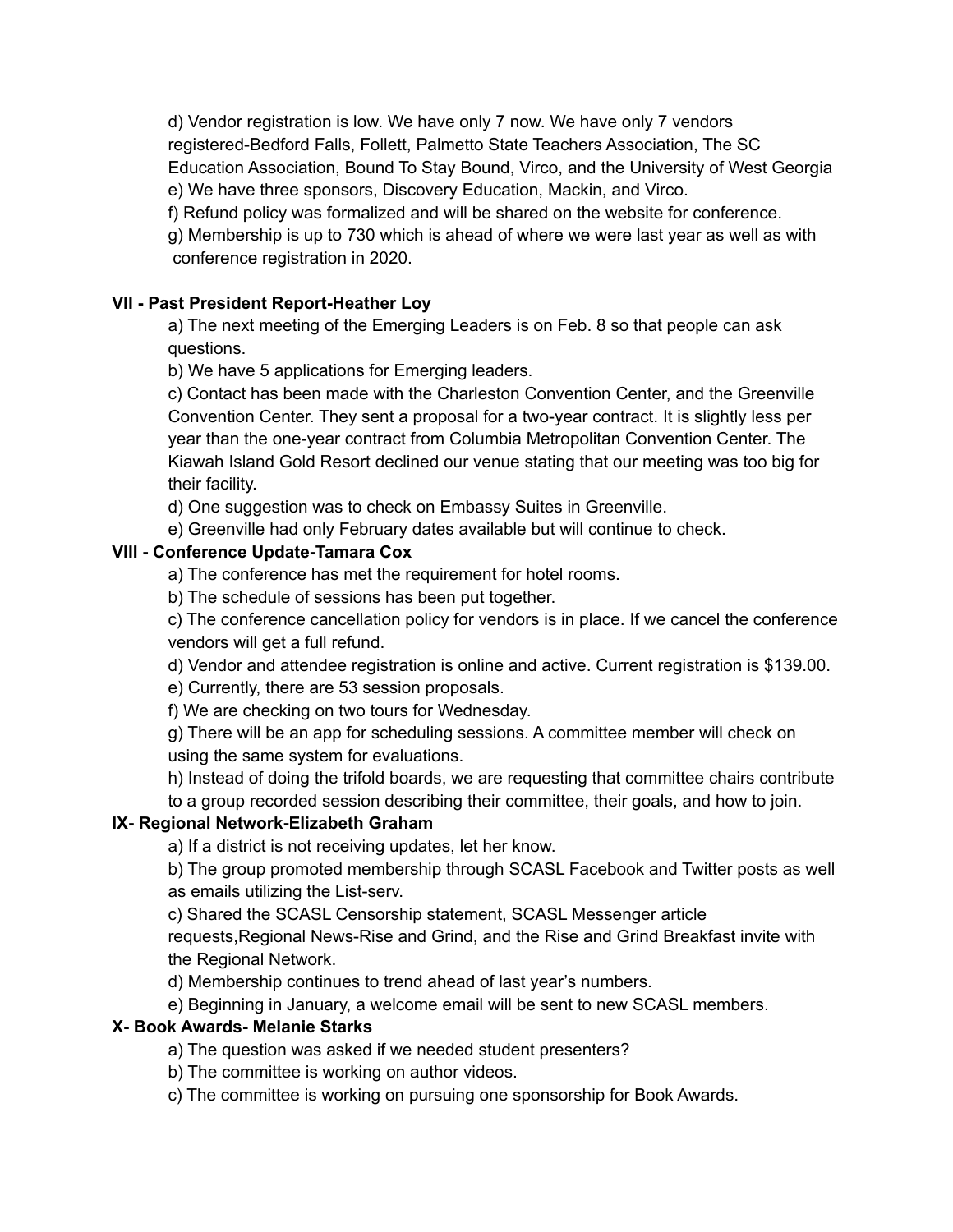d) Vendor registration is low. We have only 7 now. We have only 7 vendors registered-Bedford Falls, Follett, Palmetto State Teachers Association, The SC Education Association, Bound To Stay Bound, Virco, and the University of West Georgia

e) We have three sponsors, Discovery Education, Mackin, and Virco.

f) Refund policy was formalized and will be shared on the website for conference.

g) Membership is up to 730 which is ahead of where we were last year as well as with conference registration in 2020.

**VII - Past President Report-Heather Loy**

a) The next meeting of the Emerging Leaders is on Feb. 8 so that people can ask questions.

b) We have 5 applications for Emerging leaders.

c) Contact has been made with the Charleston Convention Center, and the Greenville Convention Center. They sent a proposal for a two-year contract. It is slightly less per year than the one-year contract from Columbia Metropolitan Convention Center. The Kiawah Island Gold Resort declined our venue stating that our meeting was too big for their facility.

d) One suggestion was to check on Embassy Suites in Greenville.

e) Greenville had only February dates available but will continue to check.

**VIII - Conference Update-Tamara Cox**

a) The conference has met the requirement for hotel rooms.

b) The schedule of sessions has been put together.

c) The conference cancellation policy for vendors is in place. If we cancel the conference vendors will get a full refund.

d) Vendor and attendee registration is online and active. Current registration is $139.00.

e) Currently, there are 53 session proposals.

f) We are checking on two tours for Wednesday.

g) There will be an app for scheduling sessions. A committee member will check on using the same system for evaluations.

h) Instead of doing the trifold boards, we are requesting that committee chairs contribute to a group recorded session describing their committee, their goals, and how to join.

**IX- Regional Network-Elizabeth Graham**

a) If a district is not receiving updates, let her know.

b) The group promoted membership through SCASL Facebook and Twitter posts as well as emails utilizing the List-serv.

c) Shared the SCASL Censorship statement, SCASL Messenger article requests,Regional News-Rise and Grind, and the Rise and Grind Breakfast invite with the Regional Network.

d) Membership continues to trend ahead of last year's numbers.

e) Beginning in January, a welcome email will be sent to new SCASL members.

**X- Book Awards- Melanie Starks**

a) The question was asked if we needed student presenters?

b) The committee is working on author videos.

c) The committee is working on pursuing one sponsorship for Book Awards.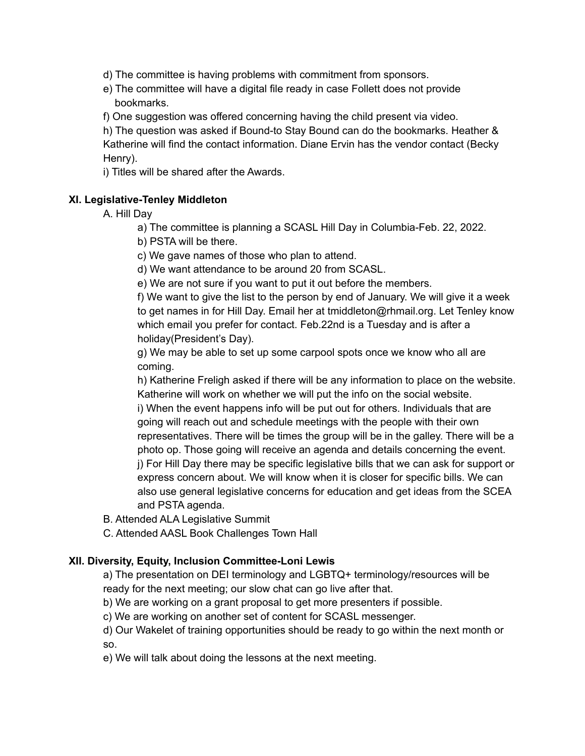d) The committee is having problems with commitment from sponsors.

e) The committee will have a digital file ready in case Follett does not provide bookmarks.

f) One suggestion was offered concerning having the child present via video.

h) The question was asked if Bound-to Stay Bound can do the bookmarks. Heather & Katherine will find the contact information. Diane Ervin has the vendor contact (Becky Henry).

i) Titles will be shared after the Awards.

**XI. Legislative-Tenley Middleton**

A. Hill Day

a) The committee is planning a SCASL Hill Day in Columbia-Feb. 22, 2022.

b) PSTA will be there.

c) We gave names of those who plan to attend.

d) We want attendance to be around 20 from SCASL.

e) We are not sure if you want to put it out before the members.

f) We want to give the list to the person by end of January. We will give it a week to get names in for Hill Day. Email her at tmiddleton@rhmail.org. Let Tenley know which email you prefer for contact. Feb.22nd is a Tuesday and is after a holiday(President's Day).

g) We may be able to set up some carpool spots once we know who all are coming.

h) Katherine Freligh asked if there will be any information to place on the website. Katherine will work on whether we will put the info on the social website.

i) When the event happens info will be put out for others. Individuals that are going will reach out and schedule meetings with the people with their own representatives. There will be times the group will be in the galley. There will be a photo op. Those going will receive an agenda and details concerning the event.

j) For Hill Day there may be specific legislative bills that we can ask for support or express concern about. We will know when it is closer for specific bills. We can also use general legislative concerns for education and get ideas from the SCEA and PSTA agenda.

B. Attended ALA Legislative Summit

C. Attended AASL Book Challenges Town Hall

**XII. Diversity, Equity, Inclusion Committee-Loni Lewis**

a) The presentation on DEI terminology and LGBTQ+ terminology/resources will be ready for the next meeting; our slow chat can go live after that.

b) We are working on a grant proposal to get more presenters if possible.

c) We are working on another set of content for SCASL messenger.

d) Our Wakelet of training opportunities should be ready to go within the next month or so.

e) We will talk about doing the lessons at the next meeting.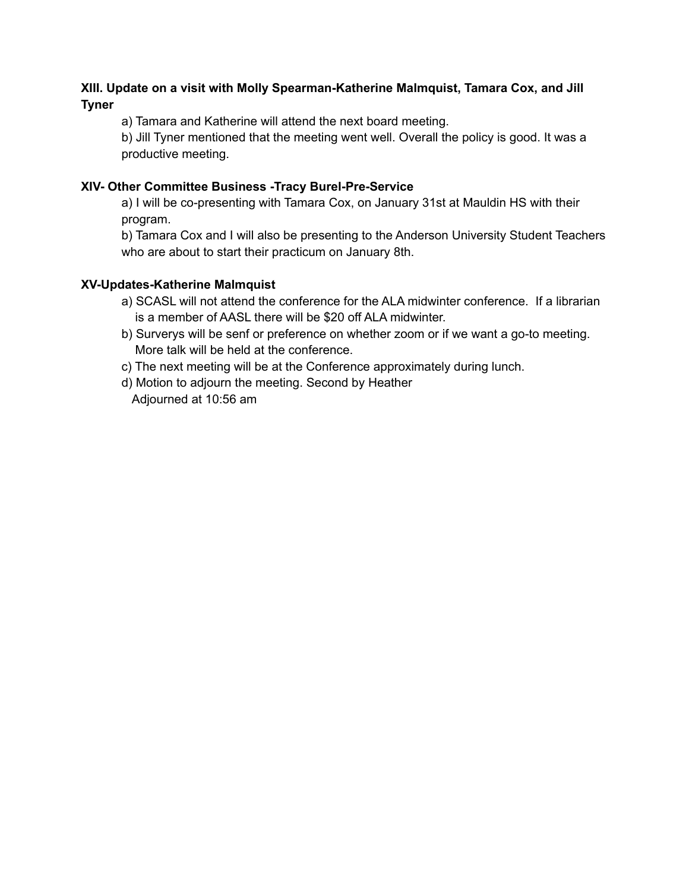**XIII. Update on a visit with Molly Spearman-Katherine Malmquist, Tamara Cox, and Jill Tyner**

a) Tamara and Katherine will attend the next board meeting.
b) Jill Tyner mentioned that the meeting went well. Overall the policy is good. It was a productive meeting.

**XIV- Other Committee Business -Tracy Burel-Pre-Service**

a) I will be co-presenting with Tamara Cox, on January 31st at Mauldin HS with their program.
b) Tamara Cox and I will also be presenting to the Anderson University Student Teachers who are about to start their practicum on January 8th.

**XV-Updates-Katherine Malmquist**

a) SCASL will not attend the conference for the ALA midwinter conference. If a librarian is a member of AASL there will be $20 off ALA midwinter.
b) Surverys will be senf or preference on whether zoom or if we want a go-to meeting. More talk will be held at the conference.
c) The next meeting will be at the Conference approximately during lunch.
d) Motion to adjourn the meeting. Second by Heather
Adjourned at 10:56 am